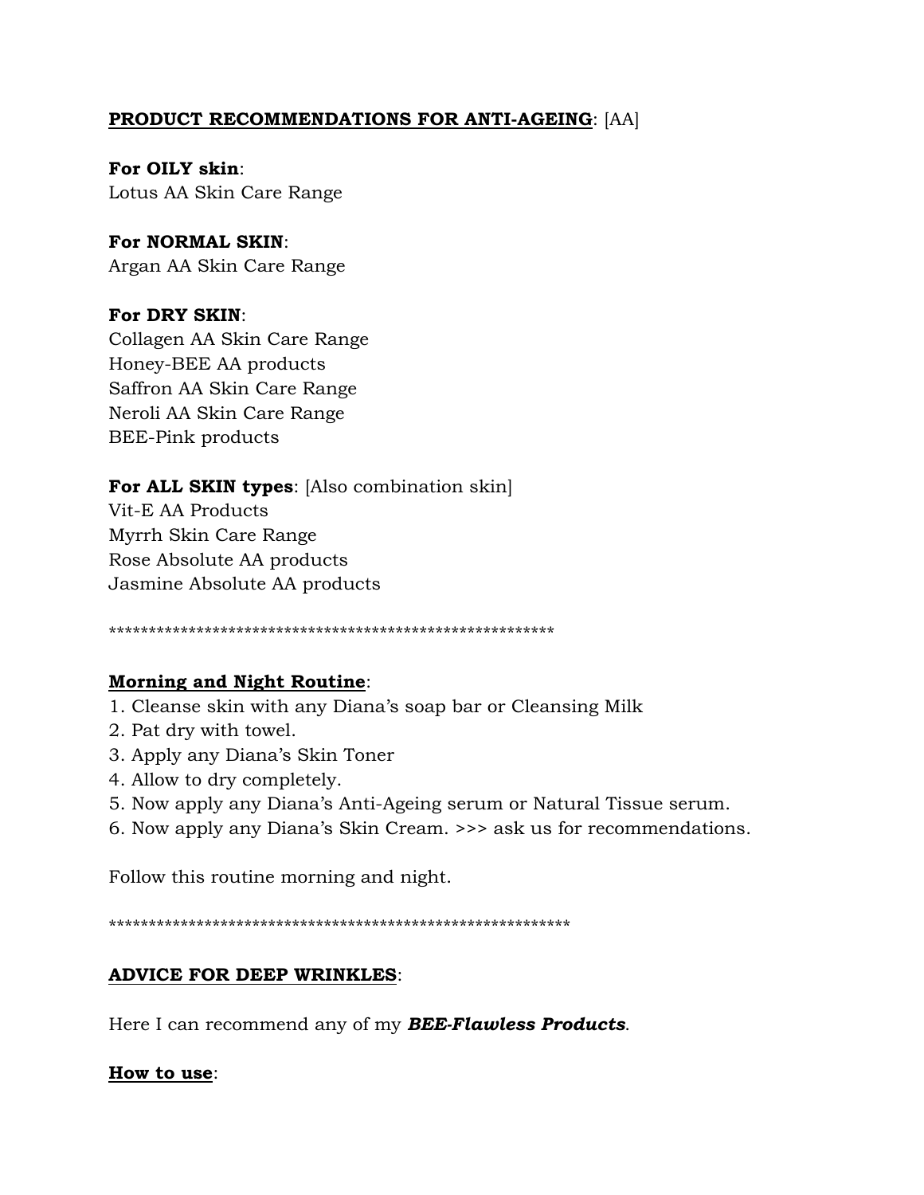**PRODUCT RECOMMENDATIONS FOR ANTI-AGEING**: [AA]

**For OILY skin**:
Lotus AA Skin Care Range

**For NORMAL SKIN**:
Argan AA Skin Care Range

**For DRY SKIN**:
Collagen AA Skin Care Range
Honey-BEE AA products
Saffron AA Skin Care Range
Neroli AA Skin Care Range
BEE-Pink products

**For ALL SKIN types**: [Also combination skin]
Vit-E AA Products
Myrrh Skin Care Range
Rose Absolute AA products
Jasmine Absolute AA products

*********************************************************

**Morning and Night Routine**:

1. Cleanse skin with any Diana's soap bar or Cleansing Milk
2. Pat dry with towel.
3. Apply any Diana's Skin Toner
4. Allow to dry completely.
5. Now apply any Diana's Anti-Ageing serum or Natural Tissue serum.
6. Now apply any Diana's Skin Cream. >>> ask us for recommendations.

Follow this routine morning and night.

**********************************************************

**ADVICE FOR DEEP WRINKLES**:

Here I can recommend any of my ***BEE-Flawless Products***.

**How to use**: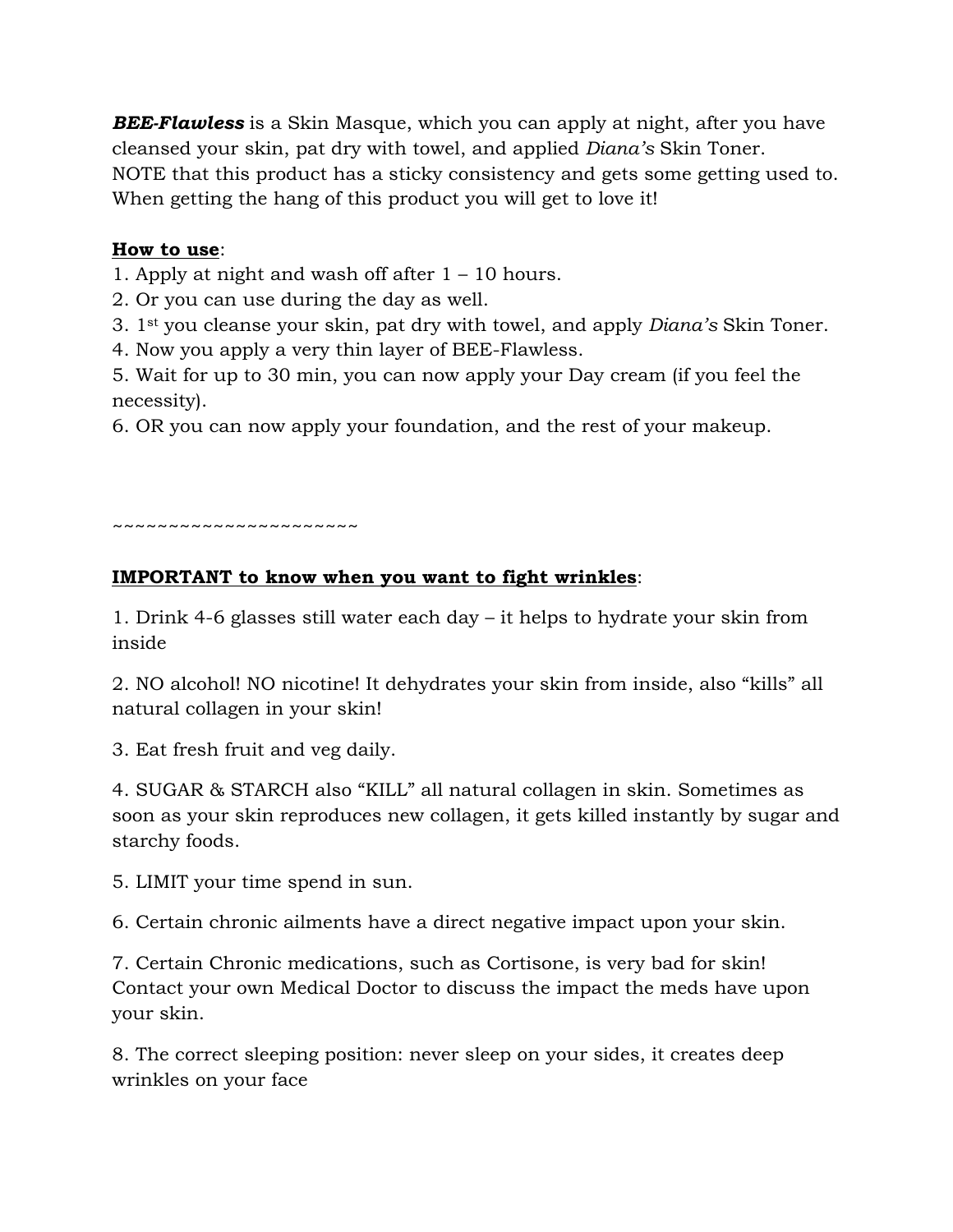***BEE-Flawless*** is a Skin Masque, which you can apply at night, after you have cleansed your skin, pat dry with towel, and applied *Diana's* Skin Toner.
NOTE that this product has a sticky consistency and gets some getting used to. When getting the hang of this product you will get to love it!

**<u>How to use</u>**:

1. Apply at night and wash off after 1 – 10 hours.
2. Or you can use during the day as well.
3. 1st you cleanse your skin, pat dry with towel, and apply *Diana's* Skin Toner.
4. Now you apply a very thin layer of BEE-Flawless.
5. Wait for up to 30 min, you can now apply your Day cream (if you feel the necessity).
6. OR you can now apply your foundation, and the rest of your makeup.

~~~~~~~~~~~~~~~~~~~~~~

**<u>IMPORTANT to know when you want to fight wrinkles</u>**:

1. Drink 4-6 glasses still water each day – it helps to hydrate your skin from inside

2. NO alcohol! NO nicotine! It dehydrates your skin from inside, also "kills" all natural collagen in your skin!

3. Eat fresh fruit and veg daily.

4. SUGAR & STARCH also "KILL" all natural collagen in skin. Sometimes as soon as your skin reproduces new collagen, it gets killed instantly by sugar and starchy foods.

5. LIMIT your time spend in sun.

6. Certain chronic ailments have a direct negative impact upon your skin.

7. Certain Chronic medications, such as Cortisone, is very bad for skin! Contact your own Medical Doctor to discuss the impact the meds have upon your skin.

8. The correct sleeping position: never sleep on your sides, it creates deep wrinkles on your face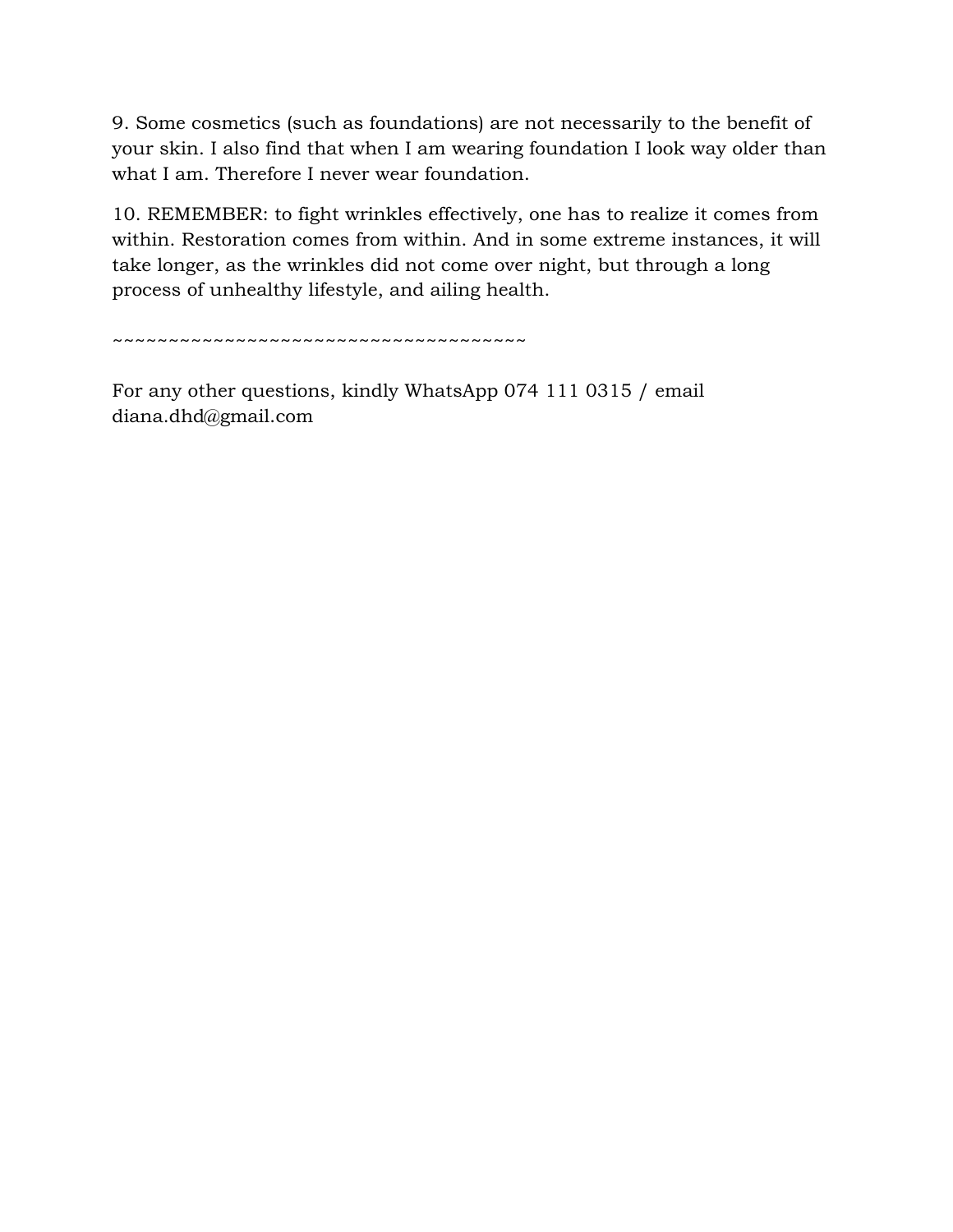9. Some cosmetics (such as foundations) are not necessarily to the benefit of your skin. I also find that when I am wearing foundation I look way older than what I am. Therefore I never wear foundation.

10. REMEMBER: to fight wrinkles effectively, one has to realize it comes from within. Restoration comes from within. And in some extreme instances, it will take longer, as the wrinkles did not come over night, but through a long process of unhealthy lifestyle, and ailing health.

~~~~~~~~~~~~~~~~~~~~~~~~~~~~~~~~~~~~~~

For any other questions, kindly WhatsApp 074 111 0315 / email diana.dhd@gmail.com